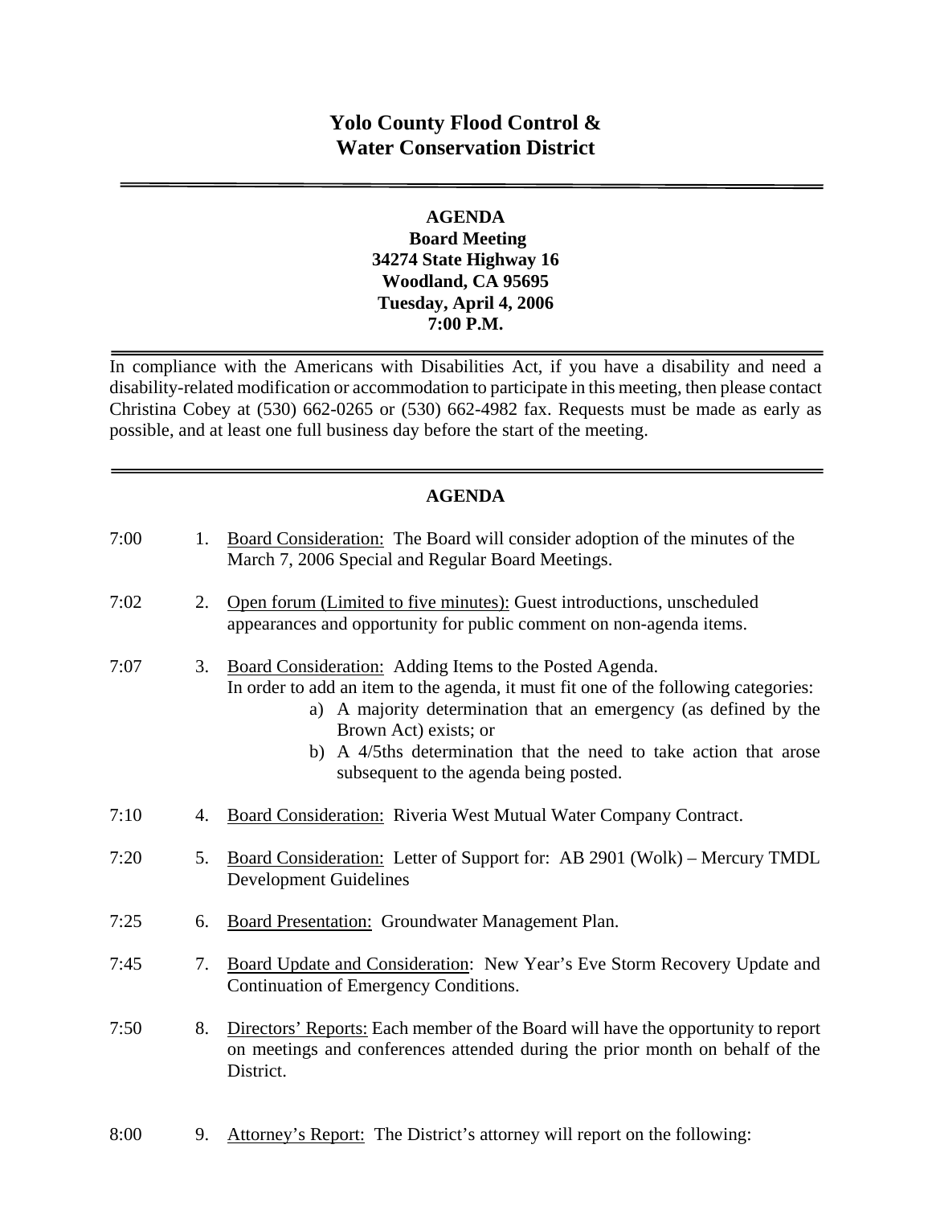# Yolo County Flood Control & Water Conservation District

---

**AGENDA**
**Board Meeting**
**34274 State Highway 16**
**Woodland, CA 95695**
**Tuesday, April 4, 2006**
**7:00 P.M.**

---

In compliance with the Americans with Disabilities Act, if you have a disability and need a disability-related modification or accommodation to participate in this meeting, then please contact Christina Cobey at (530) 662-0265 or (530) 662-4982 fax. Requests must be made as early as possible, and at least one full business day before the start of the meeting.

---

## AGENDA

7:00 &nbsp;&nbsp; 1. Board Consideration: The Board will consider adoption of the minutes of the March 7, 2006 Special and Regular Board Meetings.

7:02 &nbsp;&nbsp; 2. Open forum (Limited to five minutes): Guest introductions, unscheduled appearances and opportunity for public comment on non-agenda items.

7:07 &nbsp;&nbsp; 3. Board Consideration: Adding Items to the Posted Agenda.
In order to add an item to the agenda, it must fit one of the following categories:
   a) A majority determination that an emergency (as defined by the Brown Act) exists; or
   b) A 4/5ths determination that the need to take action that arose subsequent to the agenda being posted.

7:10 &nbsp;&nbsp; 4. Board Consideration: Riveria West Mutual Water Company Contract.

7:20 &nbsp;&nbsp; 5. Board Consideration: Letter of Support for: AB 2901 (Wolk) – Mercury TMDL Development Guidelines

7:25 &nbsp;&nbsp; 6. Board Presentation: Groundwater Management Plan.

7:45 &nbsp;&nbsp; 7. Board Update and Consideration: New Year's Eve Storm Recovery Update and Continuation of Emergency Conditions.

7:50 &nbsp;&nbsp; 8. Directors' Reports: Each member of the Board will have the opportunity to report on meetings and conferences attended during the prior month on behalf of the District.

8:00 &nbsp;&nbsp; 9. Attorney's Report: The District's attorney will report on the following: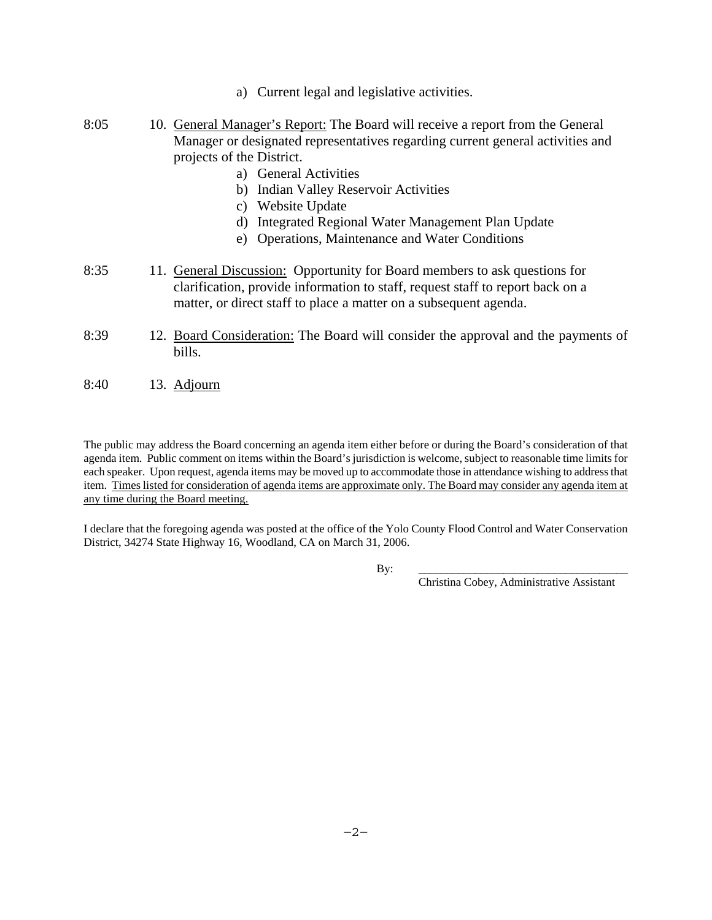a) Current legal and legislative activities.

8:05 10. General Manager's Report: The Board will receive a report from the General Manager or designated representatives regarding current general activities and projects of the District.

a) General Activities
b) Indian Valley Reservoir Activities
c) Website Update
d) Integrated Regional Water Management Plan Update
e) Operations, Maintenance and Water Conditions

8:35 11. General Discussion: Opportunity for Board members to ask questions for clarification, provide information to staff, request staff to report back on a matter, or direct staff to place a matter on a subsequent agenda.

8:39 12. Board Consideration: The Board will consider the approval and the payments of bills.

8:40 13. Adjourn

The public may address the Board concerning an agenda item either before or during the Board's consideration of that agenda item. Public comment on items within the Board's jurisdiction is welcome, subject to reasonable time limits for each speaker. Upon request, agenda items may be moved up to accommodate those in attendance wishing to address that item. Times listed for consideration of agenda items are approximate only. The Board may consider any agenda item at any time during the Board meeting.

I declare that the foregoing agenda was posted at the office of the Yolo County Flood Control and Water Conservation District, 34274 State Highway 16, Woodland, CA on March 31, 2006.

By: ___________________________________
Christina Cobey, Administrative Assistant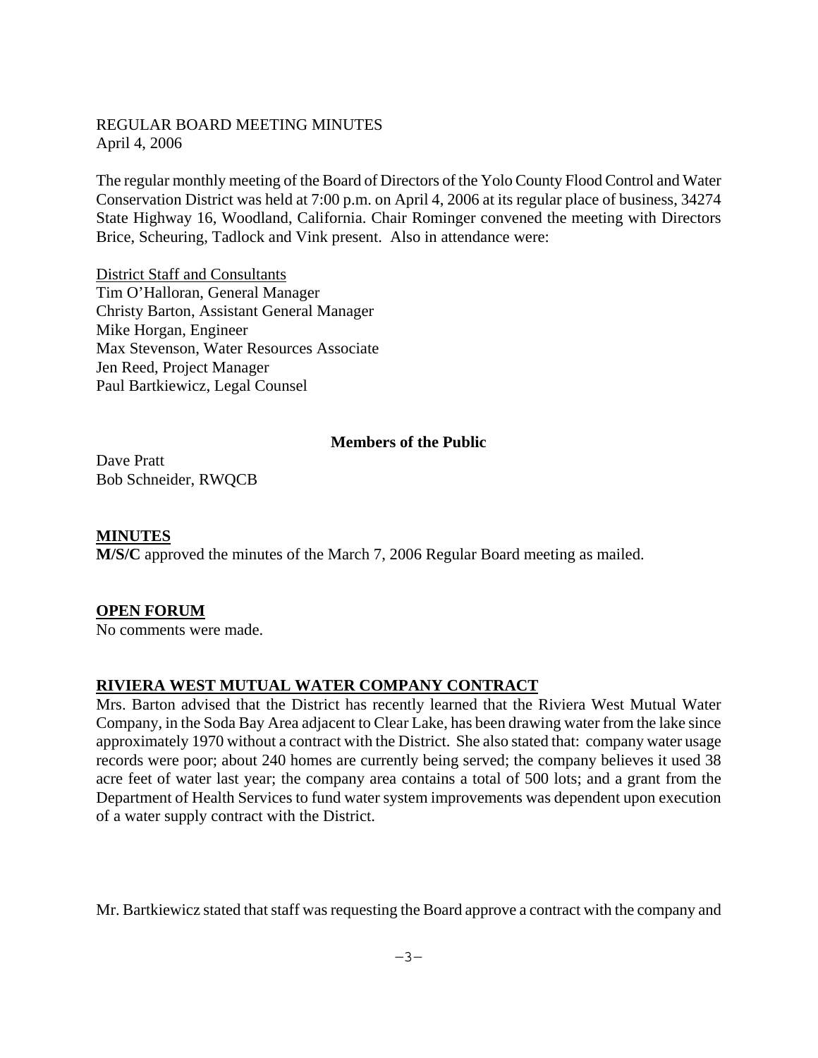REGULAR BOARD MEETING MINUTES
April 4, 2006

The regular monthly meeting of the Board of Directors of the Yolo County Flood Control and Water Conservation District was held at 7:00 p.m. on April 4, 2006 at its regular place of business, 34274 State Highway 16, Woodland, California. Chair Rominger convened the meeting with Directors Brice, Scheuring, Tadlock and Vink present. Also in attendance were:

District Staff and Consultants
Tim O'Halloran, General Manager
Christy Barton, Assistant General Manager
Mike Horgan, Engineer
Max Stevenson, Water Resources Associate
Jen Reed, Project Manager
Paul Bartkiewicz, Legal Counsel

**Members of the Public**

Dave Pratt
Bob Schneider, RWQCB

## MINUTES

**M/S/C** approved the minutes of the March 7, 2006 Regular Board meeting as mailed.

## OPEN FORUM

No comments were made.

## RIVIERA WEST MUTUAL WATER COMPANY CONTRACT

Mrs. Barton advised that the District has recently learned that the Riviera West Mutual Water Company, in the Soda Bay Area adjacent to Clear Lake, has been drawing water from the lake since approximately 1970 without a contract with the District. She also stated that: company water usage records were poor; about 240 homes are currently being served; the company believes it used 38 acre feet of water last year; the company area contains a total of 500 lots; and a grant from the Department of Health Services to fund water system improvements was dependent upon execution of a water supply contract with the District.

Mr. Bartkiewicz stated that staff was requesting the Board approve a contract with the company and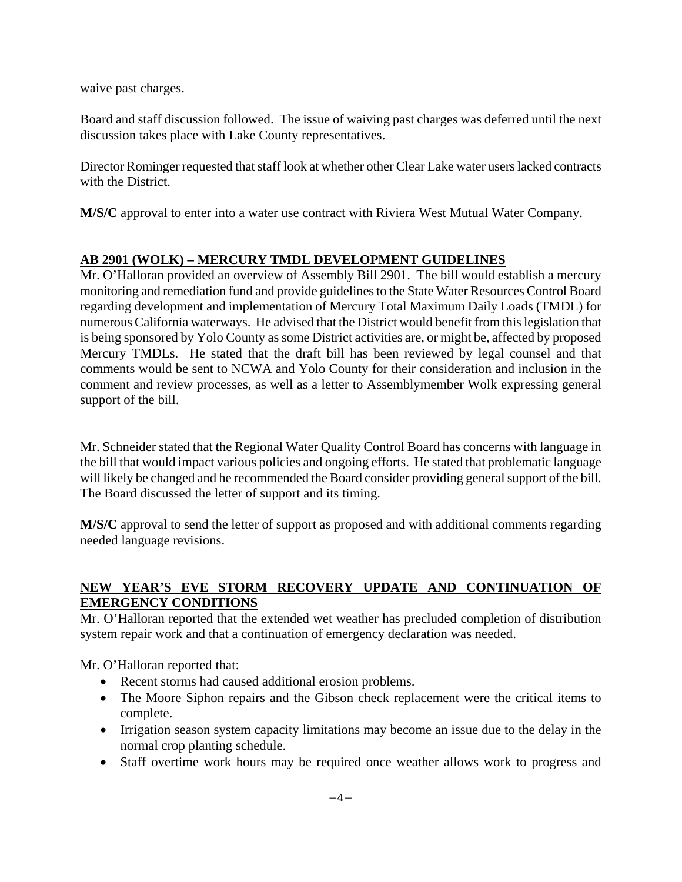waive past charges.

Board and staff discussion followed. The issue of waiving past charges was deferred until the next discussion takes place with Lake County representatives.

Director Rominger requested that staff look at whether other Clear Lake water users lacked contracts with the District.

**M/S/C** approval to enter into a water use contract with Riviera West Mutual Water Company.

## AB 2901 (WOLK) – MERCURY TMDL DEVELOPMENT GUIDELINES

Mr. O'Halloran provided an overview of Assembly Bill 2901. The bill would establish a mercury monitoring and remediation fund and provide guidelines to the State Water Resources Control Board regarding development and implementation of Mercury Total Maximum Daily Loads (TMDL) for numerous California waterways. He advised that the District would benefit from this legislation that is being sponsored by Yolo County as some District activities are, or might be, affected by proposed Mercury TMDLs. He stated that the draft bill has been reviewed by legal counsel and that comments would be sent to NCWA and Yolo County for their consideration and inclusion in the comment and review processes, as well as a letter to Assemblymember Wolk expressing general support of the bill.

Mr. Schneider stated that the Regional Water Quality Control Board has concerns with language in the bill that would impact various policies and ongoing efforts. He stated that problematic language will likely be changed and he recommended the Board consider providing general support of the bill. The Board discussed the letter of support and its timing.

**M/S/C** approval to send the letter of support as proposed and with additional comments regarding needed language revisions.

## NEW YEAR'S EVE STORM RECOVERY UPDATE AND CONTINUATION OF EMERGENCY CONDITIONS

Mr. O'Halloran reported that the extended wet weather has precluded completion of distribution system repair work and that a continuation of emergency declaration was needed.

Mr. O'Halloran reported that:

- Recent storms had caused additional erosion problems.
- The Moore Siphon repairs and the Gibson check replacement were the critical items to complete.
- Irrigation season system capacity limitations may become an issue due to the delay in the normal crop planting schedule.
- Staff overtime work hours may be required once weather allows work to progress and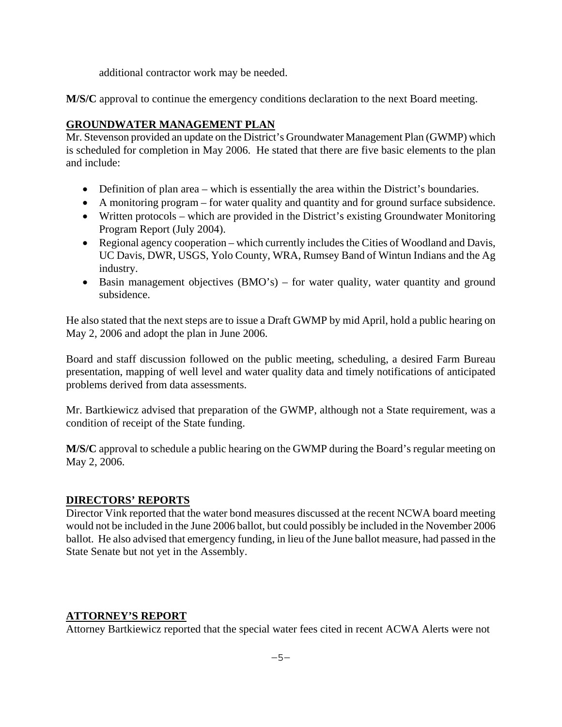additional contractor work may be needed.

**M/S/C** approval to continue the emergency conditions declaration to the next Board meeting.

## GROUNDWATER MANAGEMENT PLAN

Mr. Stevenson provided an update on the District's Groundwater Management Plan (GWMP) which is scheduled for completion in May 2006. He stated that there are five basic elements to the plan and include:

- Definition of plan area – which is essentially the area within the District's boundaries.
- A monitoring program – for water quality and quantity and for ground surface subsidence.
- Written protocols – which are provided in the District's existing Groundwater Monitoring Program Report (July 2004).
- Regional agency cooperation – which currently includes the Cities of Woodland and Davis, UC Davis, DWR, USGS, Yolo County, WRA, Rumsey Band of Wintun Indians and the Ag industry.
- Basin management objectives (BMO's) – for water quality, water quantity and ground subsidence.

He also stated that the next steps are to issue a Draft GWMP by mid April, hold a public hearing on May 2, 2006 and adopt the plan in June 2006.

Board and staff discussion followed on the public meeting, scheduling, a desired Farm Bureau presentation, mapping of well level and water quality data and timely notifications of anticipated problems derived from data assessments.

Mr. Bartkiewicz advised that preparation of the GWMP, although not a State requirement, was a condition of receipt of the State funding.

**M/S/C** approval to schedule a public hearing on the GWMP during the Board's regular meeting on May 2, 2006.

## DIRECTORS' REPORTS

Director Vink reported that the water bond measures discussed at the recent NCWA board meeting would not be included in the June 2006 ballot, but could possibly be included in the November 2006 ballot. He also advised that emergency funding, in lieu of the June ballot measure, had passed in the State Senate but not yet in the Assembly.

## ATTORNEY'S REPORT

Attorney Bartkiewicz reported that the special water fees cited in recent ACWA Alerts were not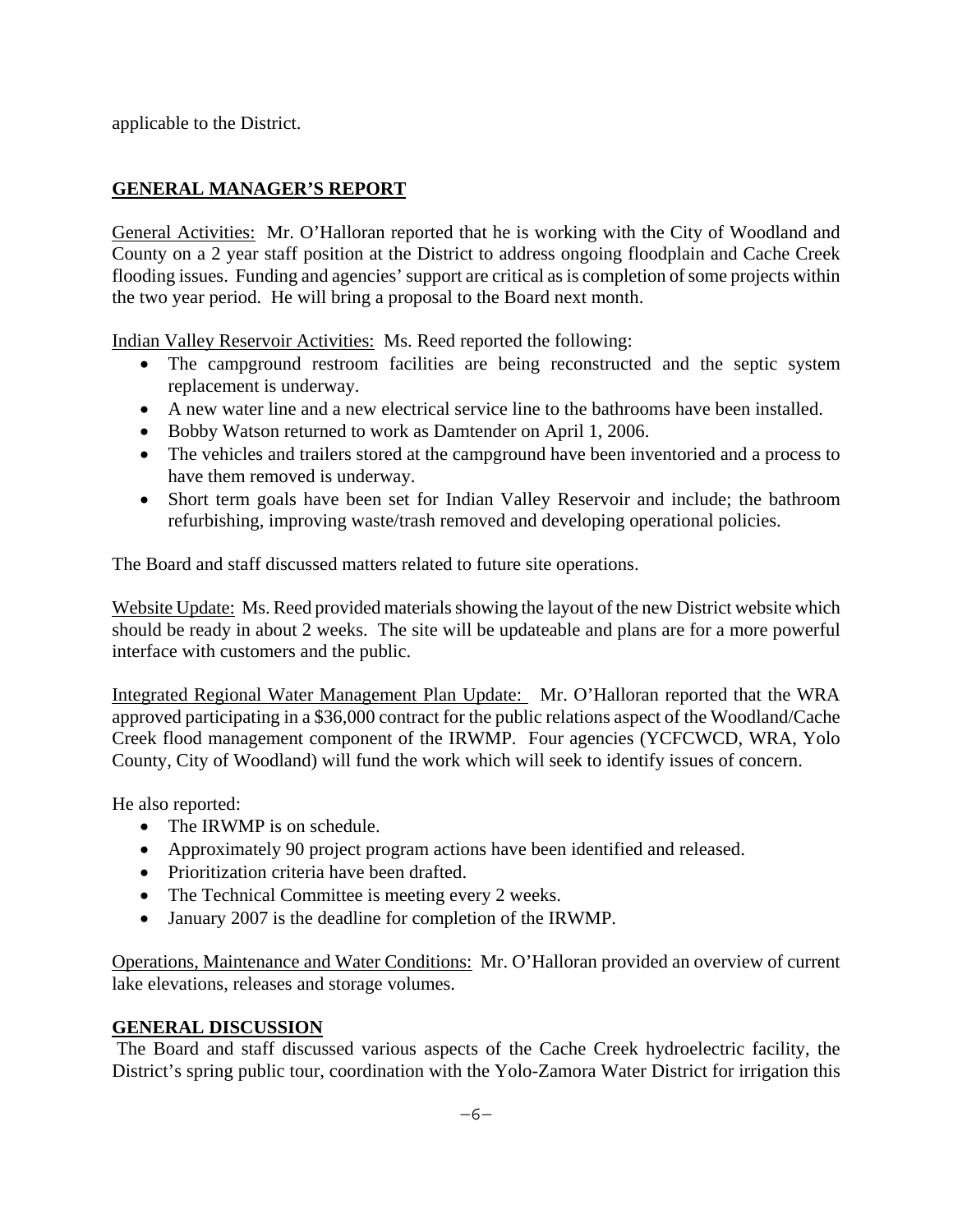applicable to the District.

## GENERAL MANAGER'S REPORT

General Activities: Mr. O'Halloran reported that he is working with the City of Woodland and County on a 2 year staff position at the District to address ongoing floodplain and Cache Creek flooding issues. Funding and agencies' support are critical as is completion of some projects within the two year period. He will bring a proposal to the Board next month.

Indian Valley Reservoir Activities: Ms. Reed reported the following:

- The campground restroom facilities are being reconstructed and the septic system replacement is underway.
- A new water line and a new electrical service line to the bathrooms have been installed.
- Bobby Watson returned to work as Damtender on April 1, 2006.
- The vehicles and trailers stored at the campground have been inventoried and a process to have them removed is underway.
- Short term goals have been set for Indian Valley Reservoir and include; the bathroom refurbishing, improving waste/trash removed and developing operational policies.

The Board and staff discussed matters related to future site operations.

Website Update: Ms. Reed provided materials showing the layout of the new District website which should be ready in about 2 weeks. The site will be updateable and plans are for a more powerful interface with customers and the public.

Integrated Regional Water Management Plan Update: Mr. O'Halloran reported that the WRA approved participating in a $36,000 contract for the public relations aspect of the Woodland/Cache Creek flood management component of the IRWMP. Four agencies (YCFCWCD, WRA, Yolo County, City of Woodland) will fund the work which will seek to identify issues of concern.

He also reported:

- The IRWMP is on schedule.
- Approximately 90 project program actions have been identified and released.
- Prioritization criteria have been drafted.
- The Technical Committee is meeting every 2 weeks.
- January 2007 is the deadline for completion of the IRWMP.

Operations, Maintenance and Water Conditions: Mr. O'Halloran provided an overview of current lake elevations, releases and storage volumes.

## GENERAL DISCUSSION

The Board and staff discussed various aspects of the Cache Creek hydroelectric facility, the District's spring public tour, coordination with the Yolo-Zamora Water District for irrigation this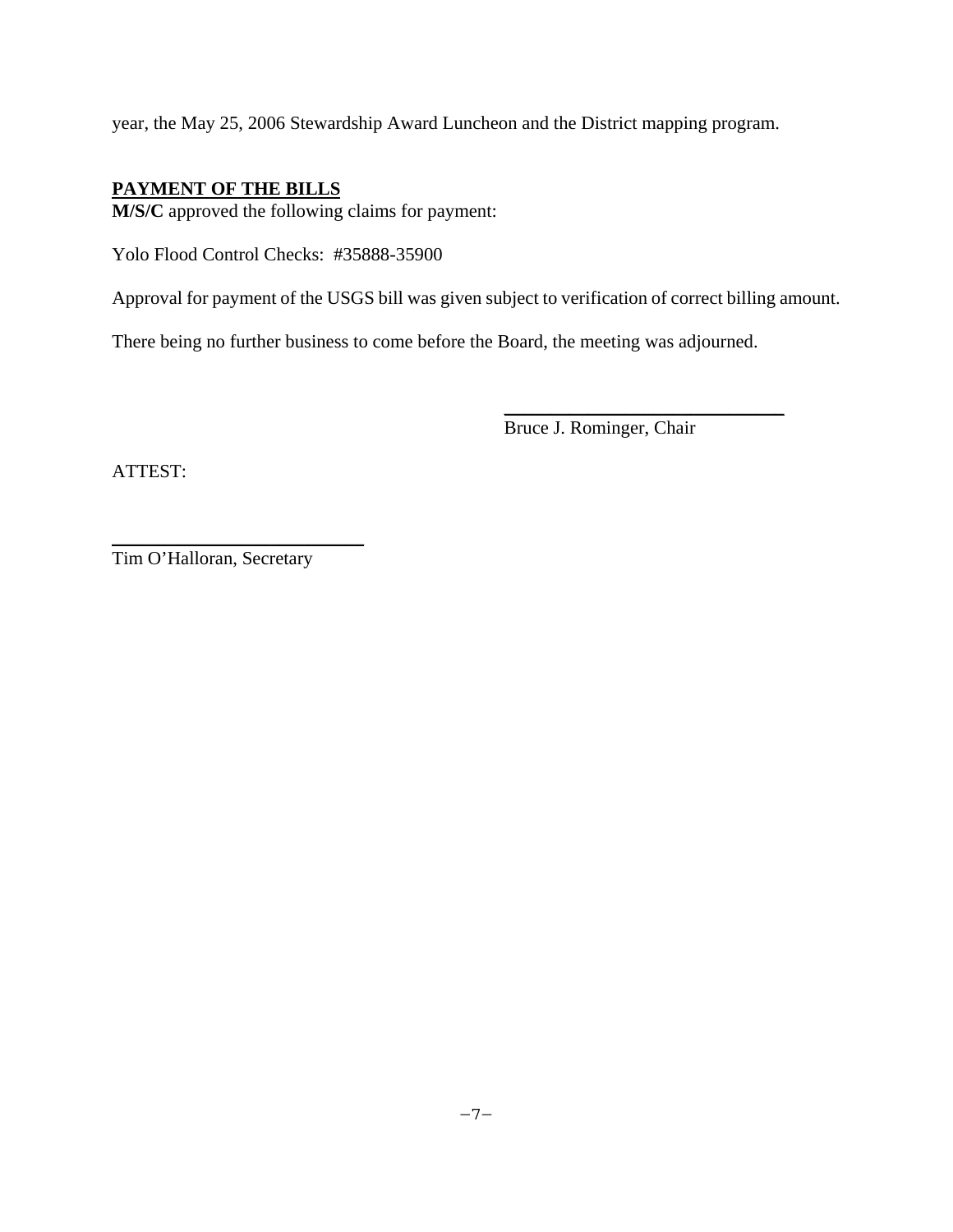year, the May 25, 2006 Stewardship Award Luncheon and the District mapping program.

## PAYMENT OF THE BILLS

**M/S/C** approved the following claims for payment:

Yolo Flood Control Checks: #35888-35900

Approval for payment of the USGS bill was given subject to verification of correct billing amount.

There being no further business to come before the Board, the meeting was adjourned.

\_\_\_\_\_\_\_\_\_\_\_\_\_\_\_\_\_\_\_\_\_\_\_\_\_\_\_\_\_\_\_

Bruce J. Rominger, Chair

ATTEST:

\_\_\_\_\_\_\_\_\_\_\_\_\_\_\_\_\_\_\_\_\_\_\_\_\_\_\_

Tim O'Halloran, Secretary